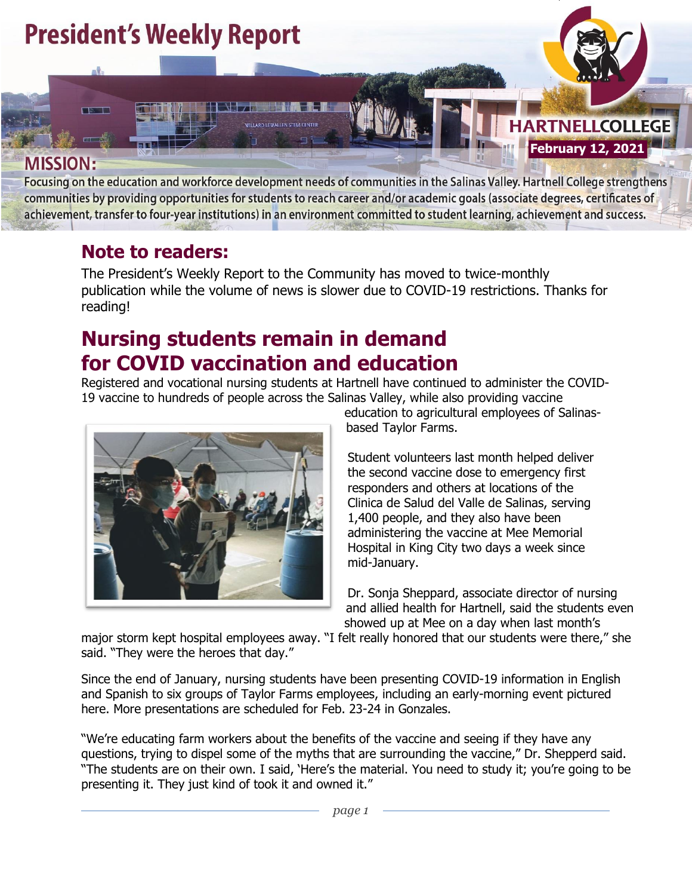# President's Weekly Report

HARTNELLCOLLEGE

**February 12, 2021**

## MISSION:

Focusing on the education and workforce development needs of communities in the Salinas Valley. Hartnell College strengthens communities by providing opportunities for students to reach career and/or academic goals (associate degrees, certificates of achievement, transfer to four-year institutions) in an environment committed to student learning, achievement and success.

## Note to readers:

The President's Weekly Report to the Community has moved to twice-monthly publication while the volume of news is slower due to COVID-19 restrictions. Thanks for reading!

## Nursing students remain in demand for COVID vaccination and education

Registered and vocational nursing students at Hartnell have continued to administer the COVID-19 vaccine to hundreds of people across the Salinas Valley, while also providing vaccine education to agricultural employees of Salinas-based Taylor Farms.

Student volunteers last month helped deliver the second vaccine dose to emergency first responders and others at locations of the Clinica de Salud del Valle de Salinas, serving 1,400 people, and they also have been administering the vaccine at Mee Memorial Hospital in King City two days a week since mid-January.

Dr. Sonja Sheppard, associate director of nursing and allied health for Hartnell, said the students even showed up at Mee on a day when last month's major storm kept hospital employees away. "I felt really honored that our students were there," she said. "They were the heroes that day."

Since the end of January, nursing students have been presenting COVID-19 information in English and Spanish to six groups of Taylor Farms employees, including an early-morning event pictured here. More presentations are scheduled for Feb. 23-24 in Gonzales.

"We're educating farm workers about the benefits of the vaccine and seeing if they have any questions, trying to dispel some of the myths that are surrounding the vaccine," Dr. Shepperd said. "The students are on their own. I said, 'Here's the material. You need to study it; you're going to be presenting it. They just kind of took it and owned it."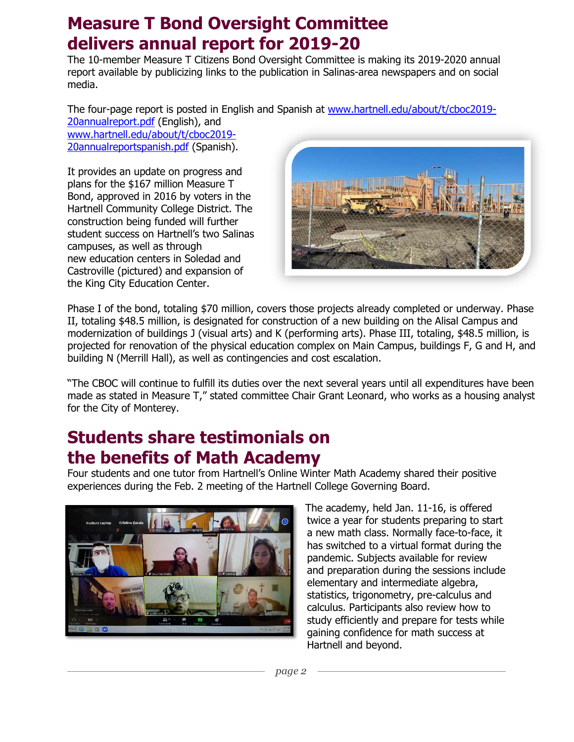## Measure T Bond Oversight Committee delivers annual report for 2019-20

The 10-member Measure T Citizens Bond Oversight Committee is making its 2019-2020 annual report available by publicizing links to the publication in Salinas-area newspapers and on social media.

The four-page report is posted in English and Spanish at www.hartnell.edu/about/t/cboc2019-20annualreport.pdf (English), and www.hartnell.edu/about/t/cboc2019-20annualreportspanish.pdf (Spanish).

It provides an update on progress and plans for the $167 million Measure T Bond, approved in 2016 by voters in the Hartnell Community College District. The construction being funded will further student success on Hartnell's two Salinas campuses, as well as through new education centers in Soledad and Castroville (pictured) and expansion of the King City Education Center.

Phase I of the bond, totaling $70 million, covers those projects already completed or underway. Phase II, totaling $48.5 million, is designated for construction of a new building on the Alisal Campus and modernization of buildings J (visual arts) and K (performing arts). Phase III, totaling, $48.5 million, is projected for renovation of the physical education complex on Main Campus, buildings F, G and H, and building N (Merrill Hall), as well as contingencies and cost escalation.

"The CBOC will continue to fulfill its duties over the next several years until all expenditures have been made as stated in Measure T," stated committee Chair Grant Leonard, who works as a housing analyst for the City of Monterey.

## Students share testimonials on the benefits of Math Academy

Four students and one tutor from Hartnell's Online Winter Math Academy shared their positive experiences during the Feb. 2 meeting of the Hartnell College Governing Board.

The academy, held Jan. 11-16, is offered twice a year for students preparing to start a new math class. Normally face-to-face, it has switched to a virtual format during the pandemic. Subjects available for review and preparation during the sessions include elementary and intermediate algebra, statistics, trigonometry, pre-calculus and calculus. Participants also review how to study efficiently and prepare for tests while gaining confidence for math success at Hartnell and beyond.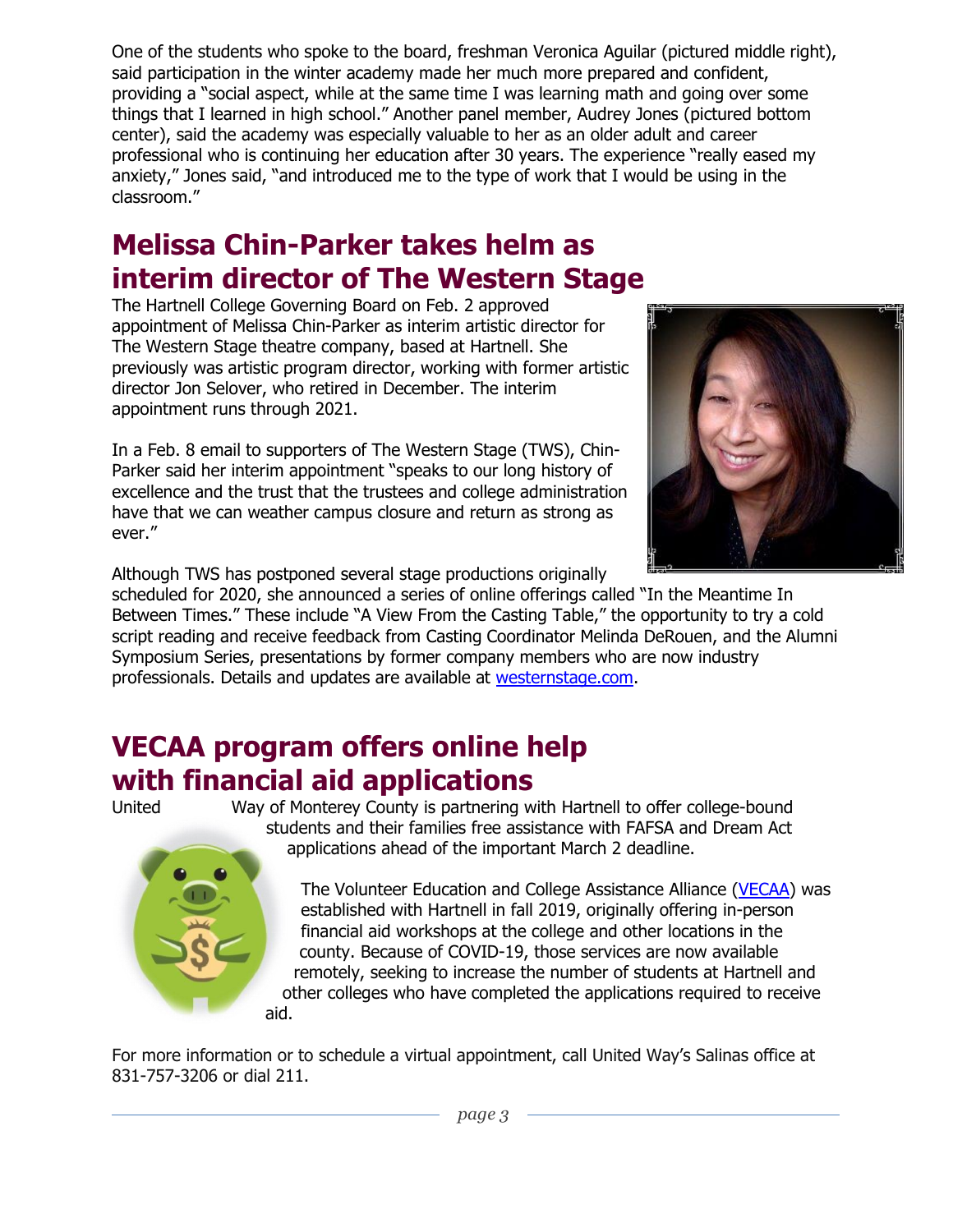One of the students who spoke to the board, freshman Veronica Aguilar (pictured middle right), said participation in the winter academy made her much more prepared and confident, providing a "social aspect, while at the same time I was learning math and going over some things that I learned in high school." Another panel member, Audrey Jones (pictured bottom center), said the academy was especially valuable to her as an older adult and career professional who is continuing her education after 30 years. The experience "really eased my anxiety," Jones said, "and introduced me to the type of work that I would be using in the classroom."

## Melissa Chin-Parker takes helm as interim director of The Western Stage

The Hartnell College Governing Board on Feb. 2 approved appointment of Melissa Chin-Parker as interim artistic director for The Western Stage theatre company, based at Hartnell. She previously was artistic program director, working with former artistic director Jon Selover, who retired in December. The interim appointment runs through 2021.

In a Feb. 8 email to supporters of The Western Stage (TWS), Chin-Parker said her interim appointment "speaks to our long history of excellence and the trust that the trustees and college administration have that we can weather campus closure and return as strong as ever."

Although TWS has postponed several stage productions originally scheduled for 2020, she announced a series of online offerings called "In the Meantime In Between Times." These include "A View From the Casting Table," the opportunity to try a cold script reading and receive feedback from Casting Coordinator Melinda DeRouen, and the Alumni Symposium Series, presentations by former company members who are now industry professionals. Details and updates are available at [westernstage.com](westernstage.com).

## VECAA program offers online help with financial aid applications

United Way of Monterey County is partnering with Hartnell to offer college-bound students and their families free assistance with FAFSA and Dream Act applications ahead of the important March 2 deadline.

The Volunteer Education and College Assistance Alliance ([VECAA]()) was established with Hartnell in fall 2019, originally offering in-person financial aid workshops at the college and other locations in the county. Because of COVID-19, those services are now available remotely, seeking to increase the number of students at Hartnell and other colleges who have completed the applications required to receive aid.

For more information or to schedule a virtual appointment, call United Way's Salinas office at 831-757-3206 or dial 211.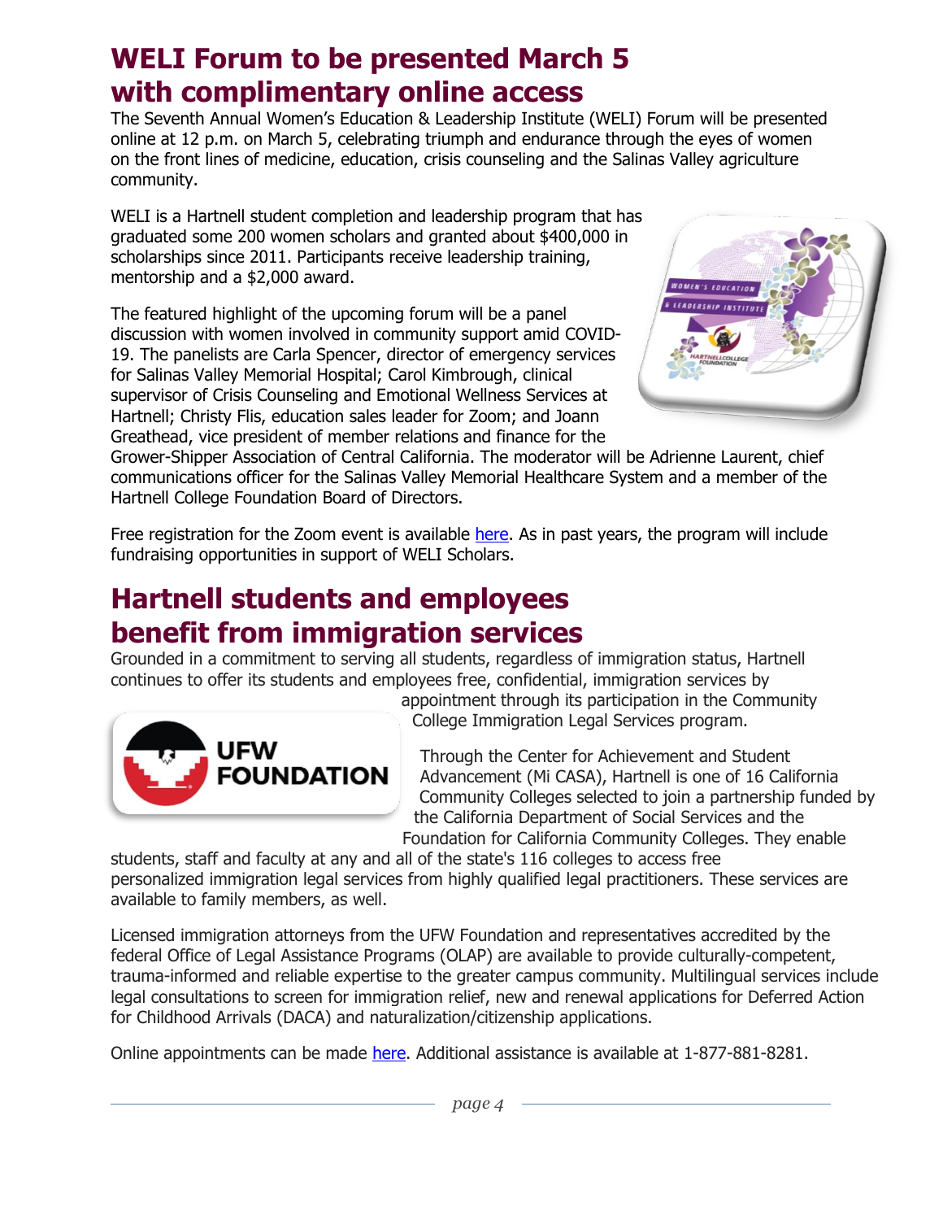# WELI Forum to be presented March 5 with complimentary online access

The Seventh Annual Women's Education & Leadership Institute (WELI) Forum will be presented online at 12 p.m. on March 5, celebrating triumph and endurance through the eyes of women on the front lines of medicine, education, crisis counseling and the Salinas Valley agriculture community.

WELI is a Hartnell student completion and leadership program that has graduated some 200 women scholars and granted about $400,000 in scholarships since 2011. Participants receive leadership training, mentorship and a $2,000 award.

The featured highlight of the upcoming forum will be a panel discussion with women involved in community support amid COVID-19. The panelists are Carla Spencer, director of emergency services for Salinas Valley Memorial Hospital; Carol Kimbrough, clinical supervisor of Crisis Counseling and Emotional Wellness Services at Hartnell; Christy Flis, education sales leader for Zoom; and Joann Greathead, vice president of member relations and finance for the Grower-Shipper Association of Central California. The moderator will be Adrienne Laurent, chief communications officer for the Salinas Valley Memorial Healthcare System and a member of the Hartnell College Foundation Board of Directors.

Free registration for the Zoom event is available here. As in past years, the program will include fundraising opportunities in support of WELI Scholars.

# Hartnell students and employees benefit from immigration services

Grounded in a commitment to serving all students, regardless of immigration status, Hartnell continues to offer its students and employees free, confidential, immigration services by appointment through its participation in the Community College Immigration Legal Services program.

Through the Center for Achievement and Student Advancement (Mi CASA), Hartnell is one of 16 California Community Colleges selected to join a partnership funded by the California Department of Social Services and the Foundation for California Community Colleges. They enable students, staff and faculty at any and all of the state's 116 colleges to access free personalized immigration legal services from highly qualified legal practitioners. These services are available to family members, as well.

Licensed immigration attorneys from the UFW Foundation and representatives accredited by the federal Office of Legal Assistance Programs (OLAP) are available to provide culturally-competent, trauma-informed and reliable expertise to the greater campus community. Multilingual services include legal consultations to screen for immigration relief, new and renewal applications for Deferred Action for Childhood Arrivals (DACA) and naturalization/citizenship applications.

Online appointments can be made here. Additional assistance is available at 1-877-881-8281.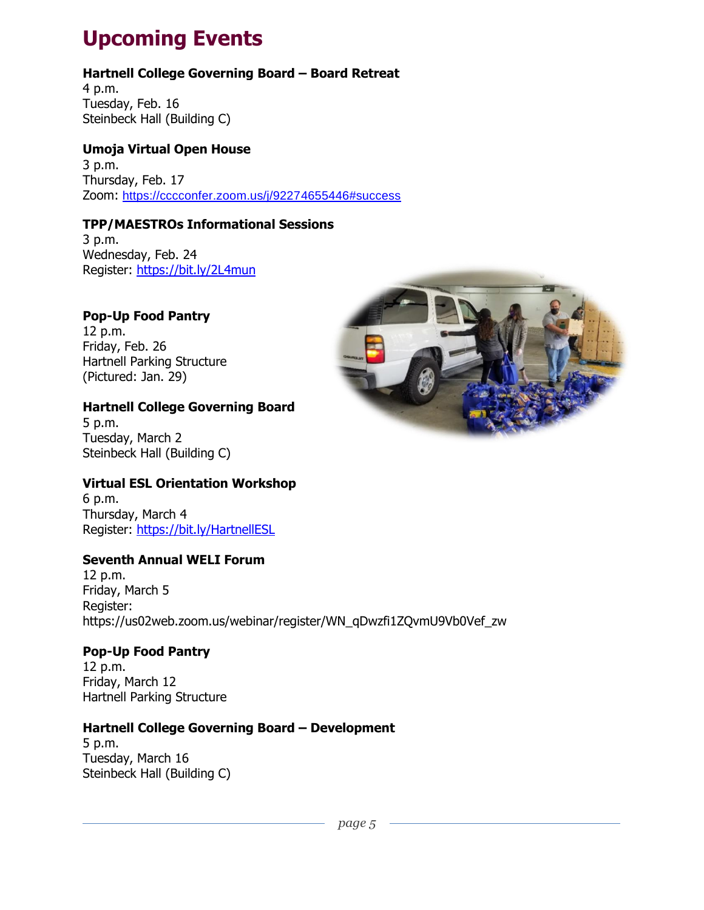# Upcoming Events

**Hartnell College Governing Board – Board Retreat**
4 p.m.
Tuesday, Feb. 16
Steinbeck Hall (Building C)

**Umoja Virtual Open House**
3 p.m.
Thursday, Feb. 17
Zoom: https://cccconfer.zoom.us/j/92274655446#success

**TPP/MAESTROs Informational Sessions**
3 p.m.
Wednesday, Feb. 24
Register: https://bit.ly/2L4mun

**Pop-Up Food Pantry**
12 p.m.
Friday, Feb. 26
Hartnell Parking Structure
(Pictured: Jan. 29)

**Hartnell College Governing Board**
5 p.m.
Tuesday, March 2
Steinbeck Hall (Building C)

**Virtual ESL Orientation Workshop**
6 p.m.
Thursday, March 4
Register: https://bit.ly/HartnellESL

**Seventh Annual WELI Forum**
12 p.m.
Friday, March 5
Register:
https://us02web.zoom.us/webinar/register/WN_qDwzfi1ZQvmU9Vb0Vef_zw

**Pop-Up Food Pantry**
12 p.m.
Friday, March 12
Hartnell Parking Structure

**Hartnell College Governing Board – Development**
5 p.m.
Tuesday, March 16
Steinbeck Hall (Building C)